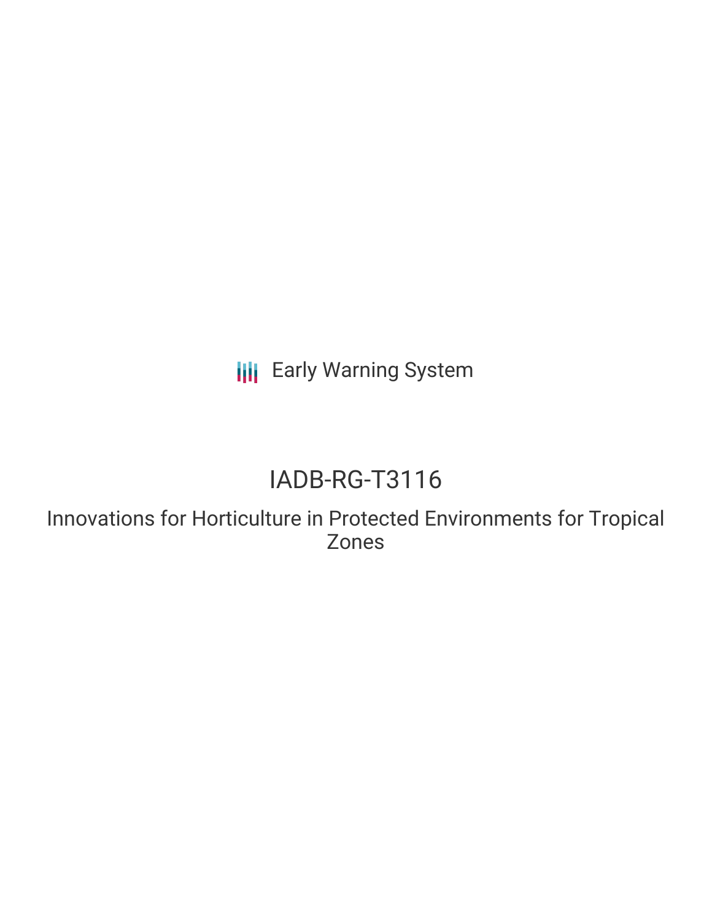Early Warning System

# IADB-RG-T3116

## Innovations for Horticulture in Protected Environments for Tropical Zones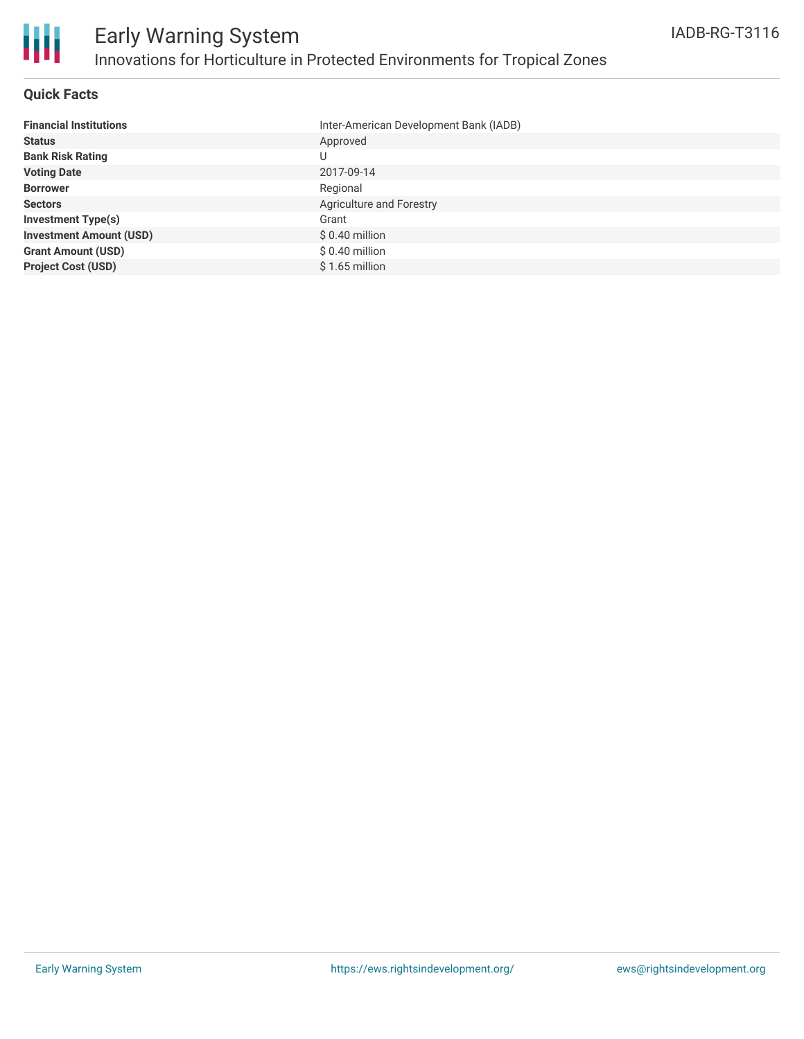# Early Warning System

## Innovations for Horticulture in Protected Environments for Tropical Zones

IADB-RG-T3116

### Quick Facts

| | |
|---|---|
| **Financial Institutions** | Inter-American Development Bank (IADB) |
| **Status** | Approved |
| **Bank Risk Rating** | U |
| **Voting Date** | 2017-09-14 |
| **Borrower** | Regional |
| **Sectors** | Agriculture and Forestry |
| **Investment Type(s)** | Grant |
| **Investment Amount (USD)** | $ 0.40 million |
| **Grant Amount (USD)** | $ 0.40 million |
| **Project Cost (USD)** | $ 1.65 million |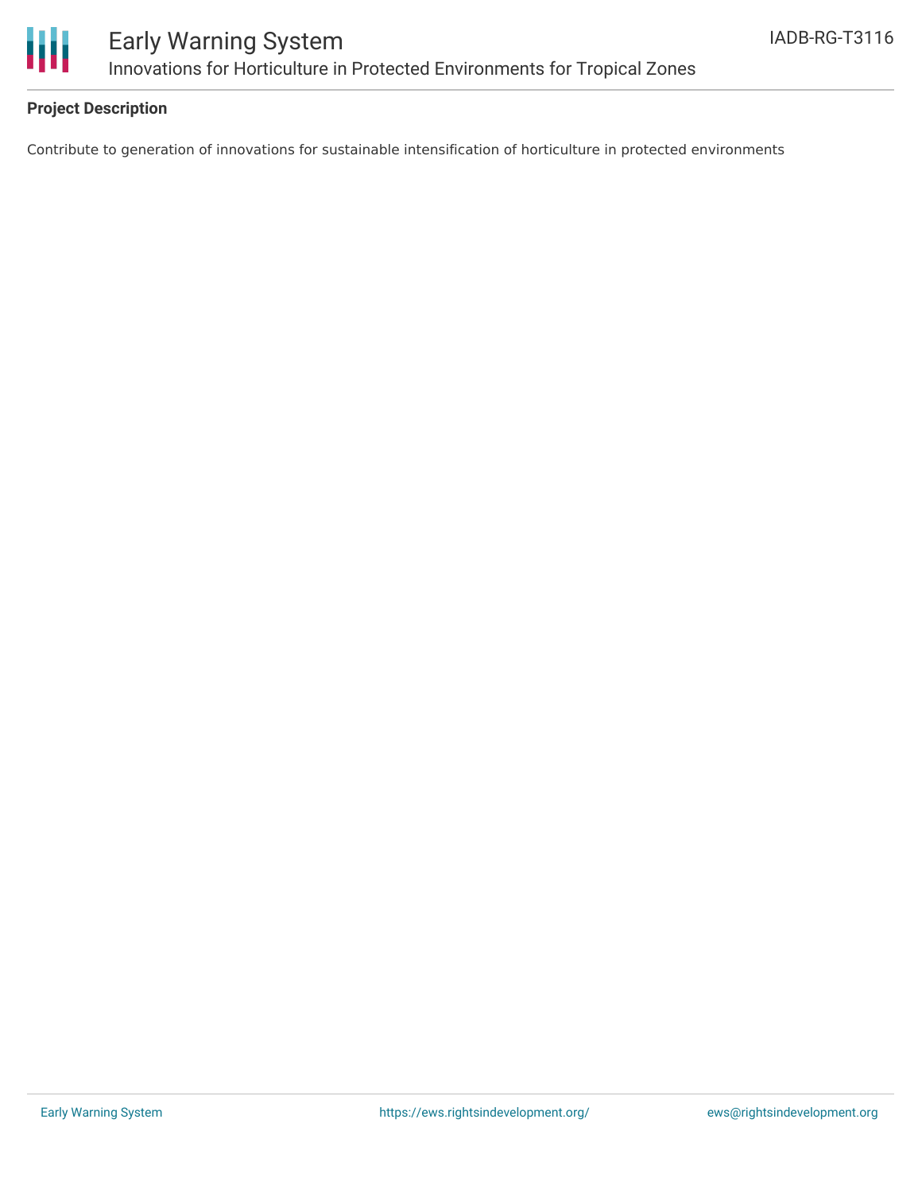## Project Description

Contribute to generation of innovations for sustainable intensification of horticulture in protected environments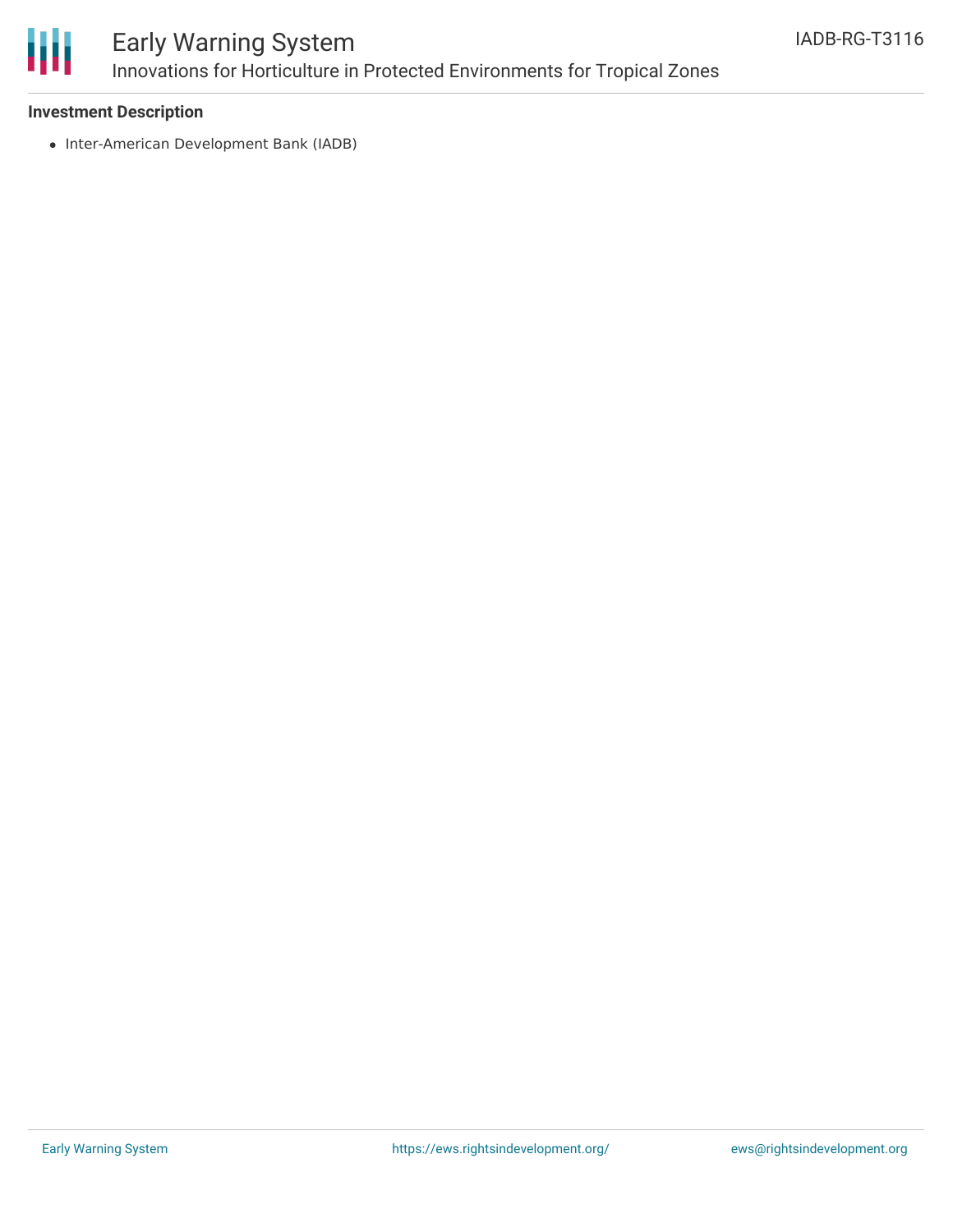**Investment Description**

- Inter-American Development Bank (IADB)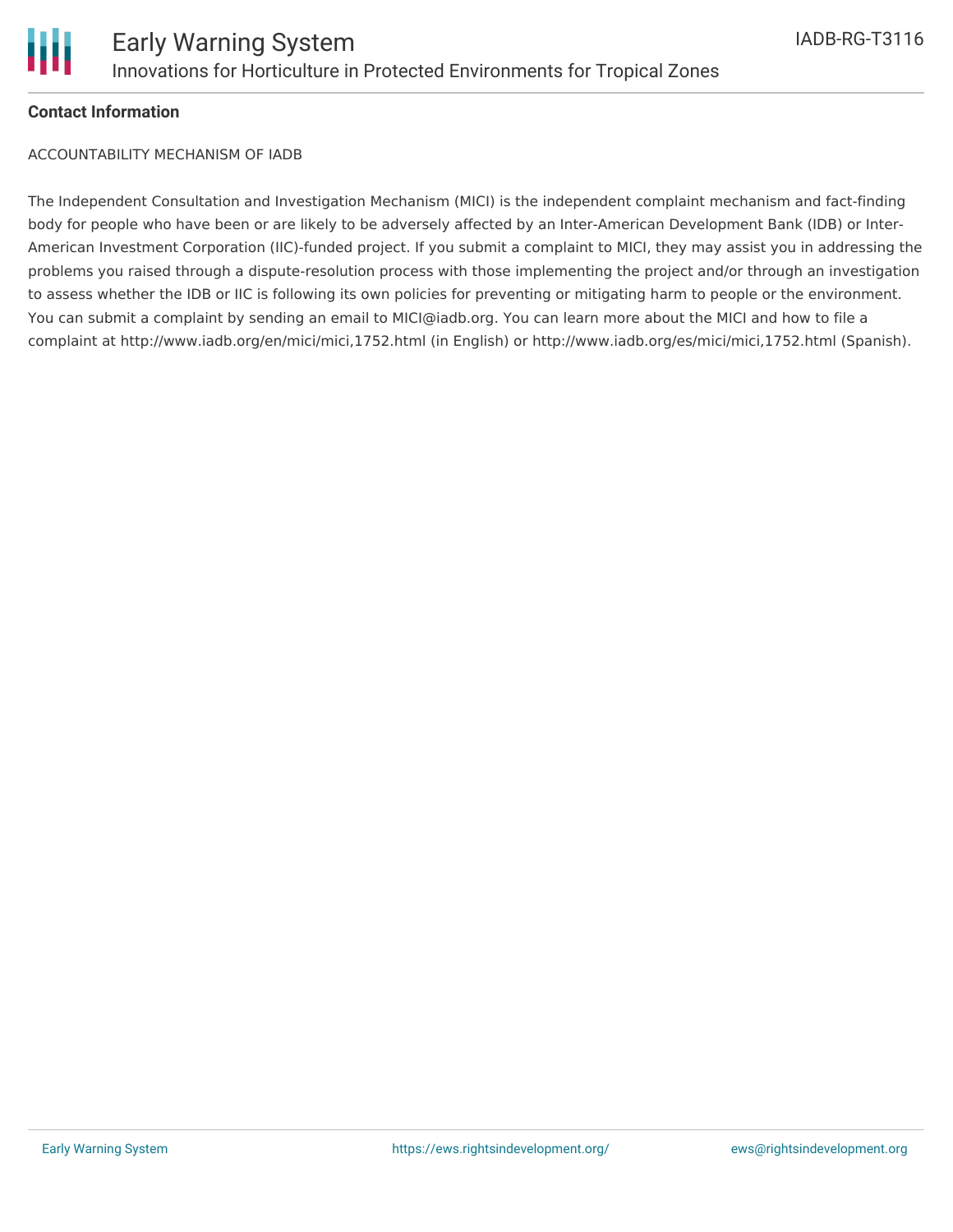**Contact Information**

ACCOUNTABILITY MECHANISM OF IADB

The Independent Consultation and Investigation Mechanism (MICI) is the independent complaint mechanism and fact-finding body for people who have been or are likely to be adversely affected by an Inter-American Development Bank (IDB) or Inter-American Investment Corporation (IIC)-funded project. If you submit a complaint to MICI, they may assist you in addressing the problems you raised through a dispute-resolution process with those implementing the project and/or through an investigation to assess whether the IDB or IIC is following its own policies for preventing or mitigating harm to people or the environment. You can submit a complaint by sending an email to MICI@iadb.org. You can learn more about the MICI and how to file a complaint at http://www.iadb.org/en/mici/mici,1752.html (in English) or http://www.iadb.org/es/mici/mici,1752.html (Spanish).